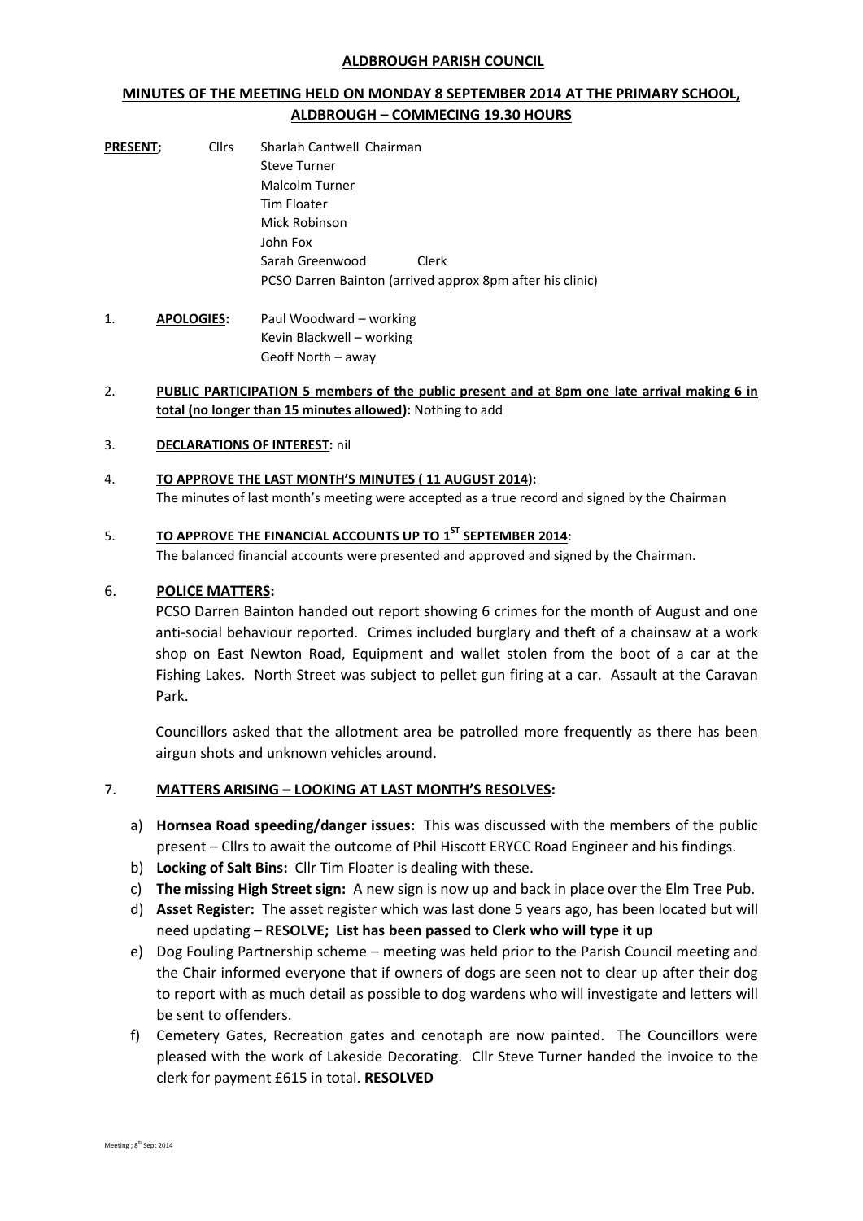**ALDBROUGH PARISH COUNCIL**

**MINUTES OF THE MEETING HELD ON MONDAY 8 SEPTEMBER 2014 AT THE PRIMARY SCHOOL, ALDBROUGH – COMMECING 19.30 HOURS**

**PRESENT;** Cllrs Sharlah Cantwell Chairman
Steve Turner
Malcolm Turner
Tim Floater
Mick Robinson
John Fox
Sarah Greenwood Clerk
PCSO Darren Bainton (arrived approx 8pm after his clinic)

1. **APOLOGIES:** Paul Woodward – working
Kevin Blackwell – working
Geoff North – away

2. **PUBLIC PARTICIPATION 5 members of the public present and at 8pm one late arrival making 6 in total (no longer than 15 minutes allowed):** Nothing to add

3. **DECLARATIONS OF INTEREST:** nil

4. **TO APPROVE THE LAST MONTH'S MINUTES ( 11 AUGUST 2014):**
The minutes of last month's meeting were accepted as a true record and signed by the Chairman

5. **TO APPROVE THE FINANCIAL ACCOUNTS UP TO 1ST SEPTEMBER 2014**:
The balanced financial accounts were presented and approved and signed by the Chairman.

6. **POLICE MATTERS:**
PCSO Darren Bainton handed out report showing 6 crimes for the month of August and one anti-social behaviour reported. Crimes included burglary and theft of a chainsaw at a work shop on East Newton Road, Equipment and wallet stolen from the boot of a car at the Fishing Lakes. North Street was subject to pellet gun firing at a car. Assault at the Caravan Park.

   Councillors asked that the allotment area be patrolled more frequently as there has been airgun shots and unknown vehicles around.

7. **MATTERS ARISING – LOOKING AT LAST MONTH'S RESOLVES:**

   a) **Hornsea Road speeding/danger issues:** This was discussed with the members of the public present – Cllrs to await the outcome of Phil Hiscott ERYCC Road Engineer and his findings.
   b) **Locking of Salt Bins:** Cllr Tim Floater is dealing with these.
   c) **The missing High Street sign:** A new sign is now up and back in place over the Elm Tree Pub.
   d) **Asset Register:** The asset register which was last done 5 years ago, has been located but will need updating – **RESOLVE; List has been passed to Clerk who will type it up**
   e) Dog Fouling Partnership scheme – meeting was held prior to the Parish Council meeting and the Chair informed everyone that if owners of dogs are seen not to clear up after their dog to report with as much detail as possible to dog wardens who will investigate and letters will be sent to offenders.
   f) Cemetery Gates, Recreation gates and cenotaph are now painted. The Councillors were pleased with the work of Lakeside Decorating. Cllr Steve Turner handed the invoice to the clerk for payment £615 in total. **RESOLVED**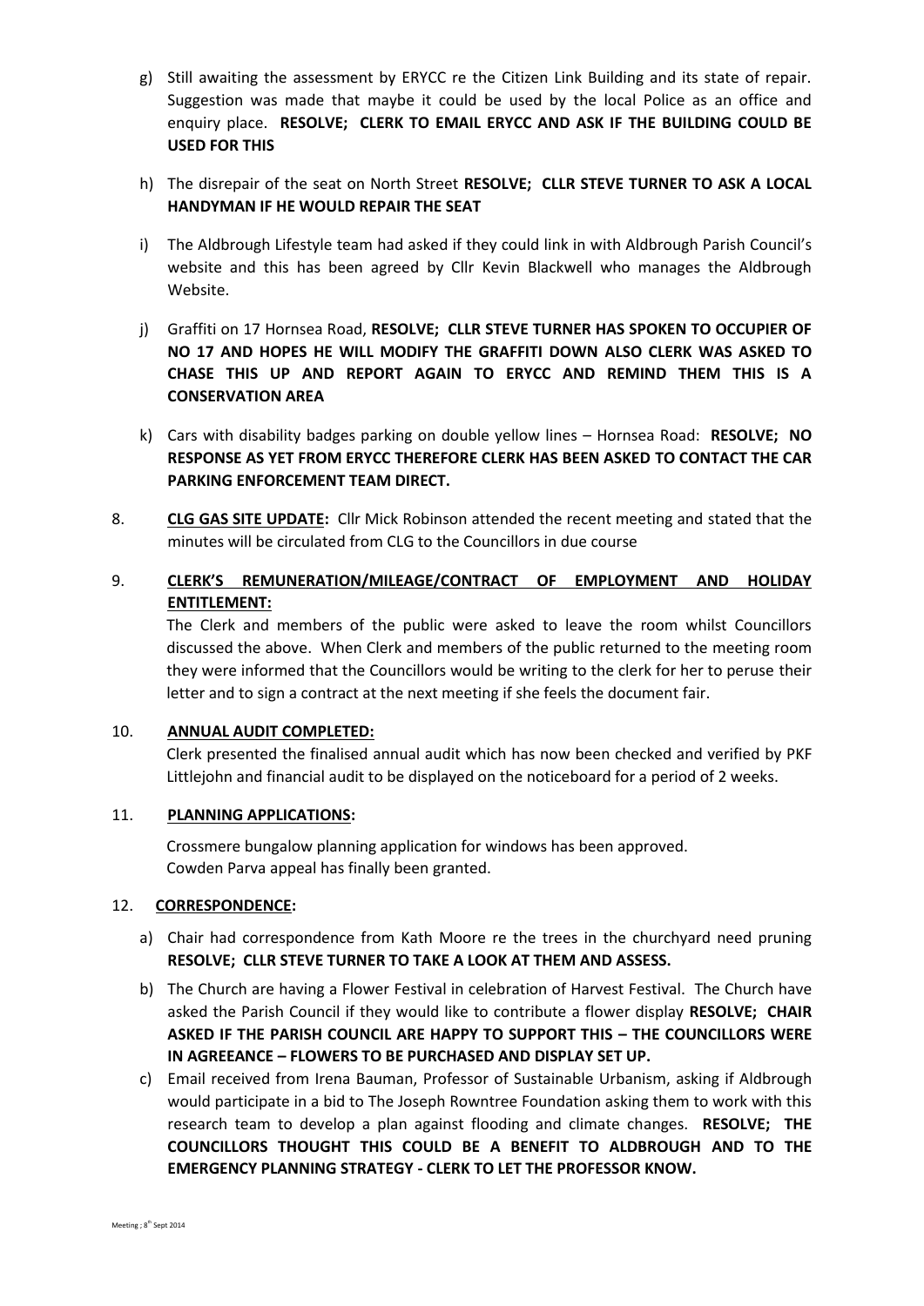g) Still awaiting the assessment by ERYCC re the Citizen Link Building and its state of repair. Suggestion was made that maybe it could be used by the local Police as an office and enquiry place. **RESOLVE; CLERK TO EMAIL ERYCC AND ASK IF THE BUILDING COULD BE USED FOR THIS**

h) The disrepair of the seat on North Street **RESOLVE; CLLR STEVE TURNER TO ASK A LOCAL HANDYMAN IF HE WOULD REPAIR THE SEAT**

i) The Aldbrough Lifestyle team had asked if they could link in with Aldbrough Parish Council's website and this has been agreed by Cllr Kevin Blackwell who manages the Aldbrough Website.

j) Graffiti on 17 Hornsea Road, **RESOLVE; CLLR STEVE TURNER HAS SPOKEN TO OCCUPIER OF NO 17 AND HOPES HE WILL MODIFY THE GRAFFITI DOWN ALSO CLERK WAS ASKED TO CHASE THIS UP AND REPORT AGAIN TO ERYCC AND REMIND THEM THIS IS A CONSERVATION AREA**

k) Cars with disability badges parking on double yellow lines – Hornsea Road: **RESOLVE; NO RESPONSE AS YET FROM ERYCC THEREFORE CLERK HAS BEEN ASKED TO CONTACT THE CAR PARKING ENFORCEMENT TEAM DIRECT.**

8. **CLG GAS SITE UPDATE:** Cllr Mick Robinson attended the recent meeting and stated that the minutes will be circulated from CLG to the Councillors in due course

9. **CLERK'S REMUNERATION/MILEAGE/CONTRACT OF EMPLOYMENT AND HOLIDAY ENTITLEMENT:**

   The Clerk and members of the public were asked to leave the room whilst Councillors discussed the above. When Clerk and members of the public returned to the meeting room they were informed that the Councillors would be writing to the clerk for her to peruse their letter and to sign a contract at the next meeting if she feels the document fair.

10. **ANNUAL AUDIT COMPLETED:**

    Clerk presented the finalised annual audit which has now been checked and verified by PKF Littlejohn and financial audit to be displayed on the noticeboard for a period of 2 weeks.

11. **PLANNING APPLICATIONS:**

    Crossmere bungalow planning application for windows has been approved.
    Cowden Parva appeal has finally been granted.

12. **CORRESPONDENCE:**

a) Chair had correspondence from Kath Moore re the trees in the churchyard need pruning **RESOLVE; CLLR STEVE TURNER TO TAKE A LOOK AT THEM AND ASSESS.**

b) The Church are having a Flower Festival in celebration of Harvest Festival. The Church have asked the Parish Council if they would like to contribute a flower display **RESOLVE; CHAIR ASKED IF THE PARISH COUNCIL ARE HAPPY TO SUPPORT THIS – THE COUNCILLORS WERE IN AGREEANCE – FLOWERS TO BE PURCHASED AND DISPLAY SET UP.**

c) Email received from Irena Bauman, Professor of Sustainable Urbanism, asking if Aldbrough would participate in a bid to The Joseph Rowntree Foundation asking them to work with this research team to develop a plan against flooding and climate changes. **RESOLVE; THE COUNCILLORS THOUGHT THIS COULD BE A BENEFIT TO ALDBROUGH AND TO THE EMERGENCY PLANNING STRATEGY - CLERK TO LET THE PROFESSOR KNOW.**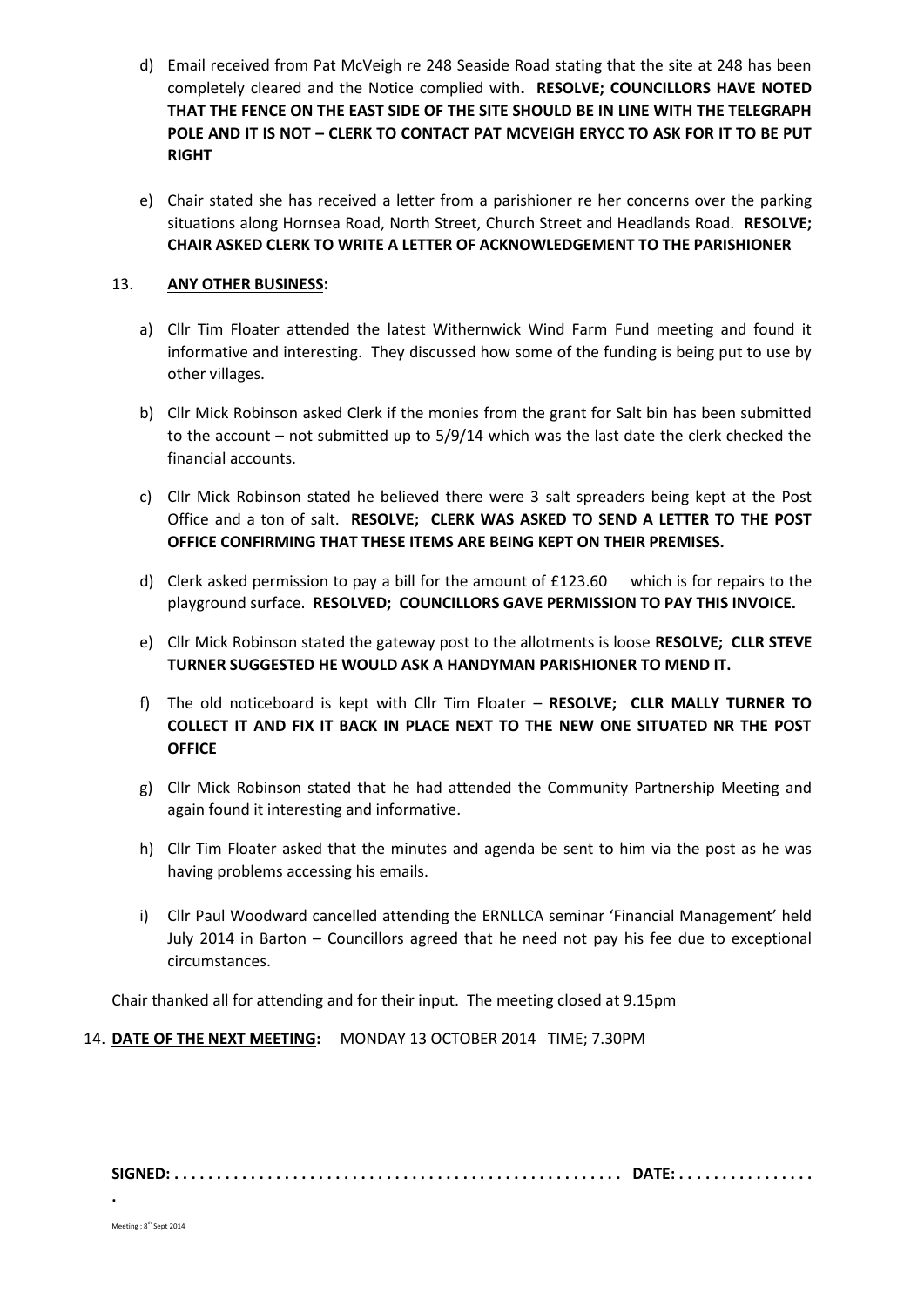d) Email received from Pat McVeigh re 248 Seaside Road stating that the site at 248 has been completely cleared and the Notice complied with**. RESOLVE; COUNCILLORS HAVE NOTED THAT THE FENCE ON THE EAST SIDE OF THE SITE SHOULD BE IN LINE WITH THE TELEGRAPH POLE AND IT IS NOT – CLERK TO CONTACT PAT MCVEIGH ERYCC TO ASK FOR IT TO BE PUT RIGHT**

e) Chair stated she has received a letter from a parishioner re her concerns over the parking situations along Hornsea Road, North Street, Church Street and Headlands Road. **RESOLVE; CHAIR ASKED CLERK TO WRITE A LETTER OF ACKNOWLEDGEMENT TO THE PARISHIONER**

13. **ANY OTHER BUSINESS:**

a) Cllr Tim Floater attended the latest Withernwick Wind Farm Fund meeting and found it informative and interesting. They discussed how some of the funding is being put to use by other villages.

b) Cllr Mick Robinson asked Clerk if the monies from the grant for Salt bin has been submitted to the account – not submitted up to 5/9/14 which was the last date the clerk checked the financial accounts.

c) Cllr Mick Robinson stated he believed there were 3 salt spreaders being kept at the Post Office and a ton of salt. **RESOLVE; CLERK WAS ASKED TO SEND A LETTER TO THE POST OFFICE CONFIRMING THAT THESE ITEMS ARE BEING KEPT ON THEIR PREMISES.**

d) Clerk asked permission to pay a bill for the amount of £123.60 which is for repairs to the playground surface. **RESOLVED; COUNCILLORS GAVE PERMISSION TO PAY THIS INVOICE.**

e) Cllr Mick Robinson stated the gateway post to the allotments is loose **RESOLVE; CLLR STEVE TURNER SUGGESTED HE WOULD ASK A HANDYMAN PARISHIONER TO MEND IT.**

f) The old noticeboard is kept with Cllr Tim Floater – **RESOLVE; CLLR MALLY TURNER TO COLLECT IT AND FIX IT BACK IN PLACE NEXT TO THE NEW ONE SITUATED NR THE POST OFFICE**

g) Cllr Mick Robinson stated that he had attended the Community Partnership Meeting and again found it interesting and informative.

h) Cllr Tim Floater asked that the minutes and agenda be sent to him via the post as he was having problems accessing his emails.

i) Cllr Paul Woodward cancelled attending the ERNLLCA seminar 'Financial Management' held July 2014 in Barton – Councillors agreed that he need not pay his fee due to exceptional circumstances.

Chair thanked all for attending and for their input. The meeting closed at 9.15pm

14. **DATE OF THE NEXT MEETING:** MONDAY 13 OCTOBER 2014 TIME; 7.30PM

**SIGNED: . . . . . . . . . . . . . . . . . . . . . . . . . . . . . . . . . . . . . . . . . . . . . . . . . . . . DATE: . . . . . . . . . . . . . . . . .**